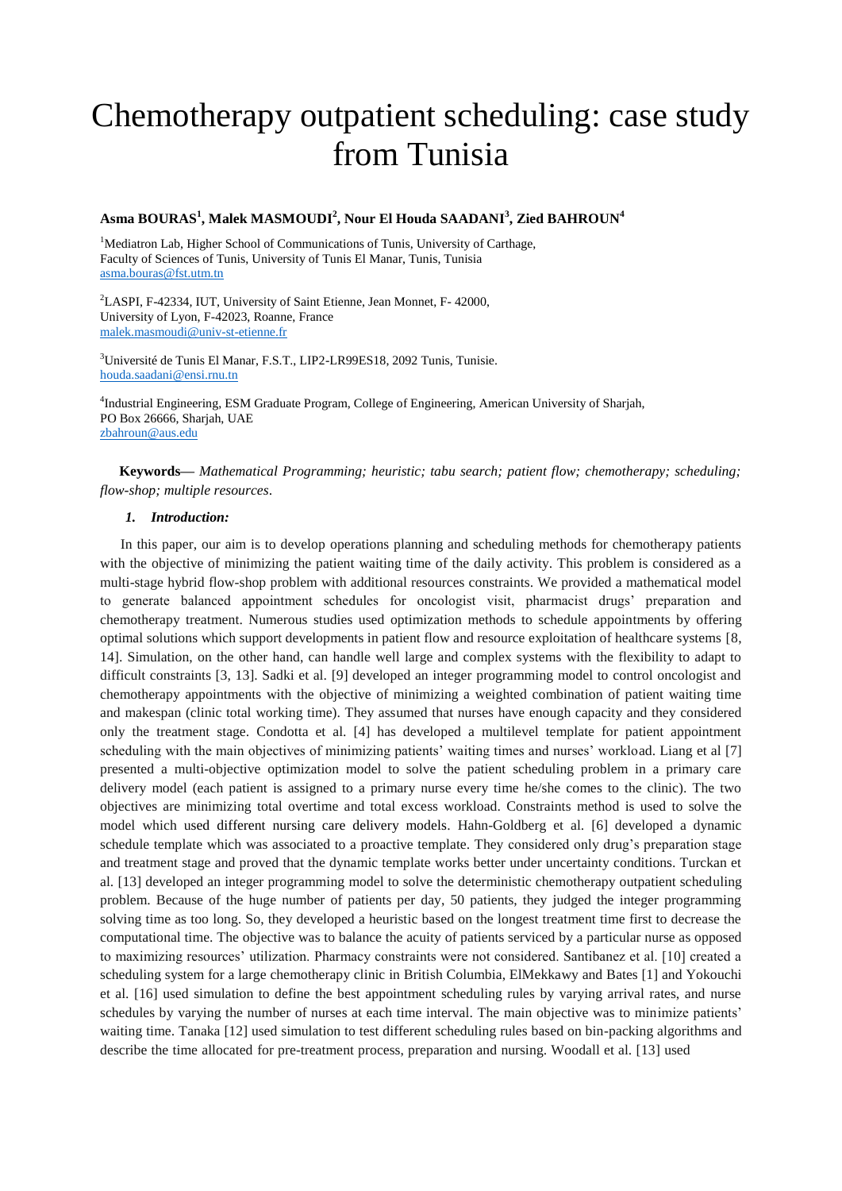# Chemotherapy outpatient scheduling: case study from Tunisia

**Asma BOURAS[1], Malek MASMOUDI[2], Nour El Houda SAADANI[3], Zied BAHROUN[4]**

[1]Mediatron Lab, Higher School of Communications of Tunis, University of Carthage,
Faculty of Sciences of Tunis, University of Tunis El Manar, Tunis, Tunisia
asma.bouras@fst.utm.tn

[2]LASPI, F-42334, IUT, University of Saint Etienne, Jean Monnet, F- 42000,
University of Lyon, F-42023, Roanne, France
malek.masmoudi@univ-st-etienne.fr

[3]Université de Tunis El Manar, F.S.T., LIP2-LR99ES18, 2092 Tunis, Tunisie.
houda.saadani@ensi.rnu.tn

[4]Industrial Engineering, ESM Graduate Program, College of Engineering, American University of Sharjah,
PO Box 26666, Sharjah, UAE
zbahroun@aus.edu

**Keywords**— *Mathematical Programming; heuristic; tabu search; patient flow; chemotherapy; scheduling; flow-shop; multiple resources.*

### *1. Introduction:*

In this paper, our aim is to develop operations planning and scheduling methods for chemotherapy patients with the objective of minimizing the patient waiting time of the daily activity. This problem is considered as a multi-stage hybrid flow-shop problem with additional resources constraints. We provided a mathematical model to generate balanced appointment schedules for oncologist visit, pharmacist drugs' preparation and chemotherapy treatment. Numerous studies used optimization methods to schedule appointments by offering optimal solutions which support developments in patient flow and resource exploitation of healthcare systems [8, 14]. Simulation, on the other hand, can handle well large and complex systems with the flexibility to adapt to difficult constraints [3, 13]. Sadki et al. [9] developed an integer programming model to control oncologist and chemotherapy appointments with the objective of minimizing a weighted combination of patient waiting time and makespan (clinic total working time). They assumed that nurses have enough capacity and they considered only the treatment stage. Condotta et al. [4] has developed a multilevel template for patient appointment scheduling with the main objectives of minimizing patients' waiting times and nurses' workload. Liang et al [7] presented a multi-objective optimization model to solve the patient scheduling problem in a primary care delivery model (each patient is assigned to a primary nurse every time he/she comes to the clinic). The two objectives are minimizing total overtime and total excess workload. Constraints method is used to solve the model which used different nursing care delivery models. Hahn-Goldberg et al. [6] developed a dynamic schedule template which was associated to a proactive template. They considered only drug's preparation stage and treatment stage and proved that the dynamic template works better under uncertainty conditions. Turckan et al. [13] developed an integer programming model to solve the deterministic chemotherapy outpatient scheduling problem. Because of the huge number of patients per day, 50 patients, they judged the integer programming solving time as too long. So, they developed a heuristic based on the longest treatment time first to decrease the computational time. The objective was to balance the acuity of patients serviced by a particular nurse as opposed to maximizing resources' utilization. Pharmacy constraints were not considered. Santibanez et al. [10] created a scheduling system for a large chemotherapy clinic in British Columbia, ElMekkawy and Bates [1] and Yokouchi et al. [16] used simulation to define the best appointment scheduling rules by varying arrival rates, and nurse schedules by varying the number of nurses at each time interval. The main objective was to minimize patients' waiting time. Tanaka [12] used simulation to test different scheduling rules based on bin-packing algorithms and describe the time allocated for pre-treatment process, preparation and nursing. Woodall et al. [13] used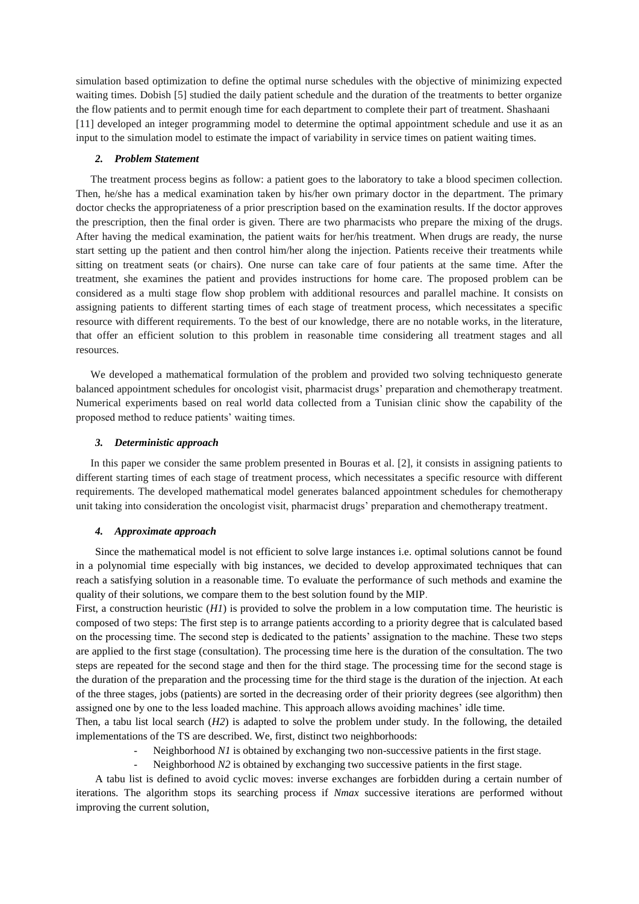simulation based optimization to define the optimal nurse schedules with the objective of minimizing expected waiting times. Dobish [5] studied the daily patient schedule and the duration of the treatments to better organize the flow patients and to permit enough time for each department to complete their part of treatment. Shashaani [11] developed an integer programming model to determine the optimal appointment schedule and use it as an input to the simulation model to estimate the impact of variability in service times on patient waiting times.

### *2. Problem Statement*

The treatment process begins as follow: a patient goes to the laboratory to take a blood specimen collection. Then, he/she has a medical examination taken by his/her own primary doctor in the department. The primary doctor checks the appropriateness of a prior prescription based on the examination results. If the doctor approves the prescription, then the final order is given. There are two pharmacists who prepare the mixing of the drugs. After having the medical examination, the patient waits for her/his treatment. When drugs are ready, the nurse start setting up the patient and then control him/her along the injection. Patients receive their treatments while sitting on treatment seats (or chairs). One nurse can take care of four patients at the same time. After the treatment, she examines the patient and provides instructions for home care. The proposed problem can be considered as a multi stage flow shop problem with additional resources and parallel machine. It consists on assigning patients to different starting times of each stage of treatment process, which necessitates a specific resource with different requirements. To the best of our knowledge, there are no notable works, in the literature, that offer an efficient solution to this problem in reasonable time considering all treatment stages and all resources.

We developed a mathematical formulation of the problem and provided two solving techniquesto generate balanced appointment schedules for oncologist visit, pharmacist drugs' preparation and chemotherapy treatment. Numerical experiments based on real world data collected from a Tunisian clinic show the capability of the proposed method to reduce patients' waiting times.

### *3. Deterministic approach*

In this paper we consider the same problem presented in Bouras et al. [2], it consists in assigning patients to different starting times of each stage of treatment process, which necessitates a specific resource with different requirements. The developed mathematical model generates balanced appointment schedules for chemotherapy unit taking into consideration the oncologist visit, pharmacist drugs' preparation and chemotherapy treatment.

### *4. Approximate approach*

Since the mathematical model is not efficient to solve large instances i.e. optimal solutions cannot be found in a polynomial time especially with big instances, we decided to develop approximated techniques that can reach a satisfying solution in a reasonable time. To evaluate the performance of such methods and examine the quality of their solutions, we compare them to the best solution found by the MIP.

First, a construction heuristic (*H1*) is provided to solve the problem in a low computation time. The heuristic is composed of two steps: The first step is to arrange patients according to a priority degree that is calculated based on the processing time. The second step is dedicated to the patients' assignation to the machine. These two steps are applied to the first stage (consultation). The processing time here is the duration of the consultation. The two steps are repeated for the second stage and then for the third stage. The processing time for the second stage is the duration of the preparation and the processing time for the third stage is the duration of the injection. At each of the three stages, jobs (patients) are sorted in the decreasing order of their priority degrees (see algorithm) then assigned one by one to the less loaded machine. This approach allows avoiding machines' idle time.

Then, a tabu list local search (*H2*) is adapted to solve the problem under study. In the following, the detailed implementations of the TS are described. We, first, distinct two neighborhoods:

- Neighborhood *N1* is obtained by exchanging two non-successive patients in the first stage.
- Neighborhood *N2* is obtained by exchanging two successive patients in the first stage.

A tabu list is defined to avoid cyclic moves: inverse exchanges are forbidden during a certain number of iterations. The algorithm stops its searching process if *Nmax* successive iterations are performed without improving the current solution,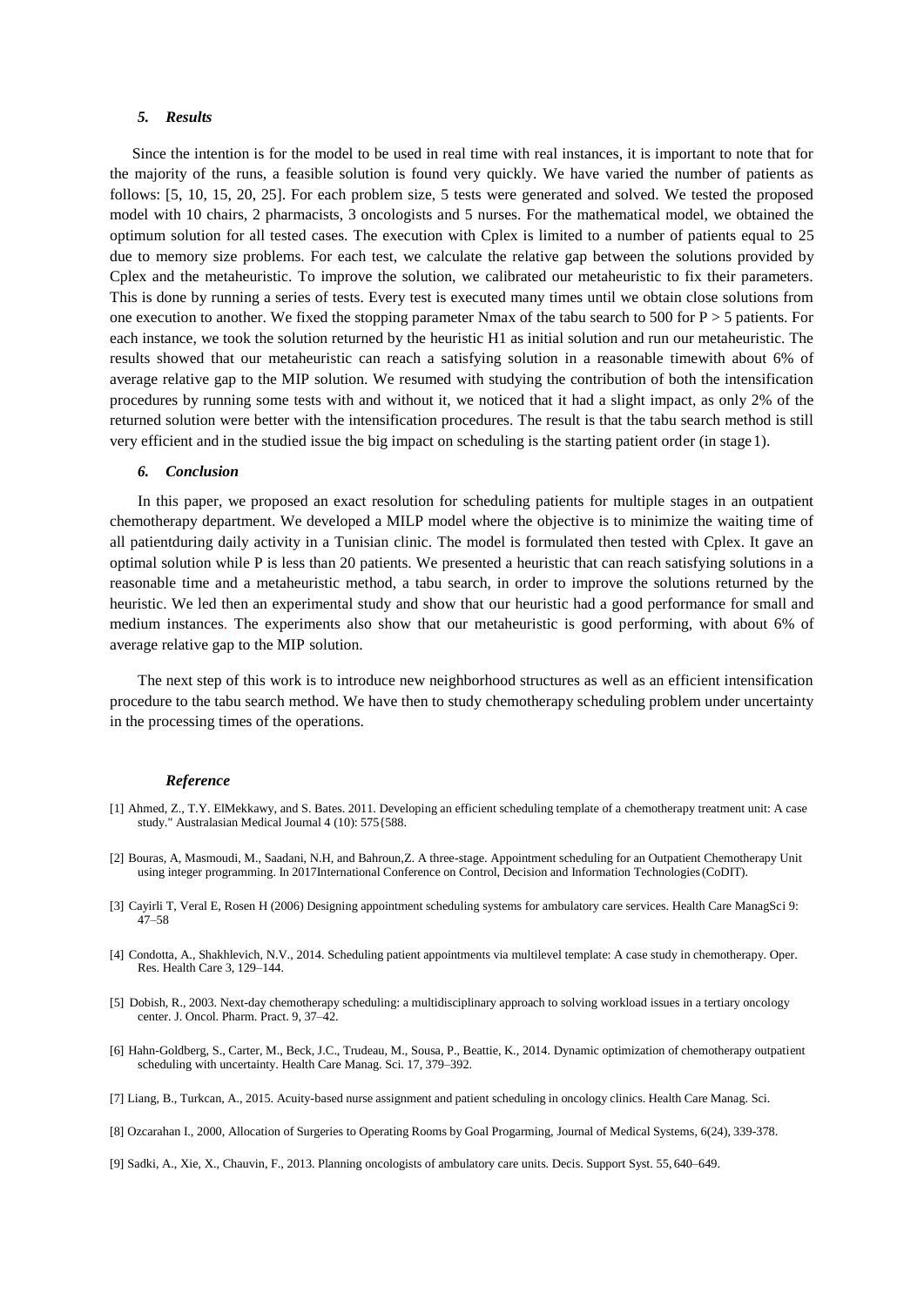### *5. Results*

Since the intention is for the model to be used in real time with real instances, it is important to note that for the majority of the runs, a feasible solution is found very quickly. We have varied the number of patients as follows: [5, 10, 15, 20, 25]. For each problem size, 5 tests were generated and solved. We tested the proposed model with 10 chairs, 2 pharmacists, 3 oncologists and 5 nurses. For the mathematical model, we obtained the optimum solution for all tested cases. The execution with Cplex is limited to a number of patients equal to 25 due to memory size problems. For each test, we calculate the relative gap between the solutions provided by Cplex and the metaheuristic. To improve the solution, we calibrated our metaheuristic to fix their parameters. This is done by running a series of tests. Every test is executed many times until we obtain close solutions from one execution to another. We fixed the stopping parameter Nmax of the tabu search to 500 for $P > 5$ patients. For each instance, we took the solution returned by the heuristic H1 as initial solution and run our metaheuristic. The results showed that our metaheuristic can reach a satisfying solution in a reasonable timewith about 6% of average relative gap to the MIP solution. We resumed with studying the contribution of both the intensification procedures by running some tests with and without it, we noticed that it had a slight impact, as only 2% of the returned solution were better with the intensification procedures. The result is that the tabu search method is still very efficient and in the studied issue the big impact on scheduling is the starting patient order (in stage 1).

### *6. Conclusion*

In this paper, we proposed an exact resolution for scheduling patients for multiple stages in an outpatient chemotherapy department. We developed a MILP model where the objective is to minimize the waiting time of all patientduring daily activity in a Tunisian clinic. The model is formulated then tested with Cplex. It gave an optimal solution while P is less than 20 patients. We presented a heuristic that can reach satisfying solutions in a reasonable time and a metaheuristic method, a tabu search, in order to improve the solutions returned by the heuristic. We led then an experimental study and show that our heuristic had a good performance for small and medium instances. The experiments also show that our metaheuristic is good performing, with about 6% of average relative gap to the MIP solution.

The next step of this work is to introduce new neighborhood structures as well as an efficient intensification procedure to the tabu search method. We have then to study chemotherapy scheduling problem under uncertainty in the processing times of the operations.

### *Reference*

[1] Ahmed, Z., T.Y. ElMekkawy, and S. Bates. 2011. Developing an efficient scheduling template of a chemotherapy treatment unit: A case study." Australasian Medical Journal 4 (10): 575{588.

[2] Bouras, A, Masmoudi, M., Saadani, N.H, and Bahroun,Z. A three-stage. Appointment scheduling for an Outpatient Chemotherapy Unit using integer programming. In 2017International Conference on Control, Decision and Information Technologies (CoDIT).

[3] Cayirli T, Veral E, Rosen H (2006) Designing appointment scheduling systems for ambulatory care services. Health Care ManagSci 9: 47–58

[4] Condotta, A., Shakhlevich, N.V., 2014. Scheduling patient appointments via multilevel template: A case study in chemotherapy. Oper. Res. Health Care 3, 129–144.

[5] Dobish, R., 2003. Next-day chemotherapy scheduling: a multidisciplinary approach to solving workload issues in a tertiary oncology center. J. Oncol. Pharm. Pract. 9, 37–42.

[6] Hahn-Goldberg, S., Carter, M., Beck, J.C., Trudeau, M., Sousa, P., Beattie, K., 2014. Dynamic optimization of chemotherapy outpatient scheduling with uncertainty. Health Care Manag. Sci. 17, 379–392.

[7] Liang, B., Turkcan, A., 2015. Acuity-based nurse assignment and patient scheduling in oncology clinics. Health Care Manag. Sci.

[8] Ozcarahan I., 2000, Allocation of Surgeries to Operating Rooms by Goal Progarming, Journal of Medical Systems, 6(24), 339-378.

[9] Sadki, A., Xie, X., Chauvin, F., 2013. Planning oncologists of ambulatory care units. Decis. Support Syst. 55, 640–649.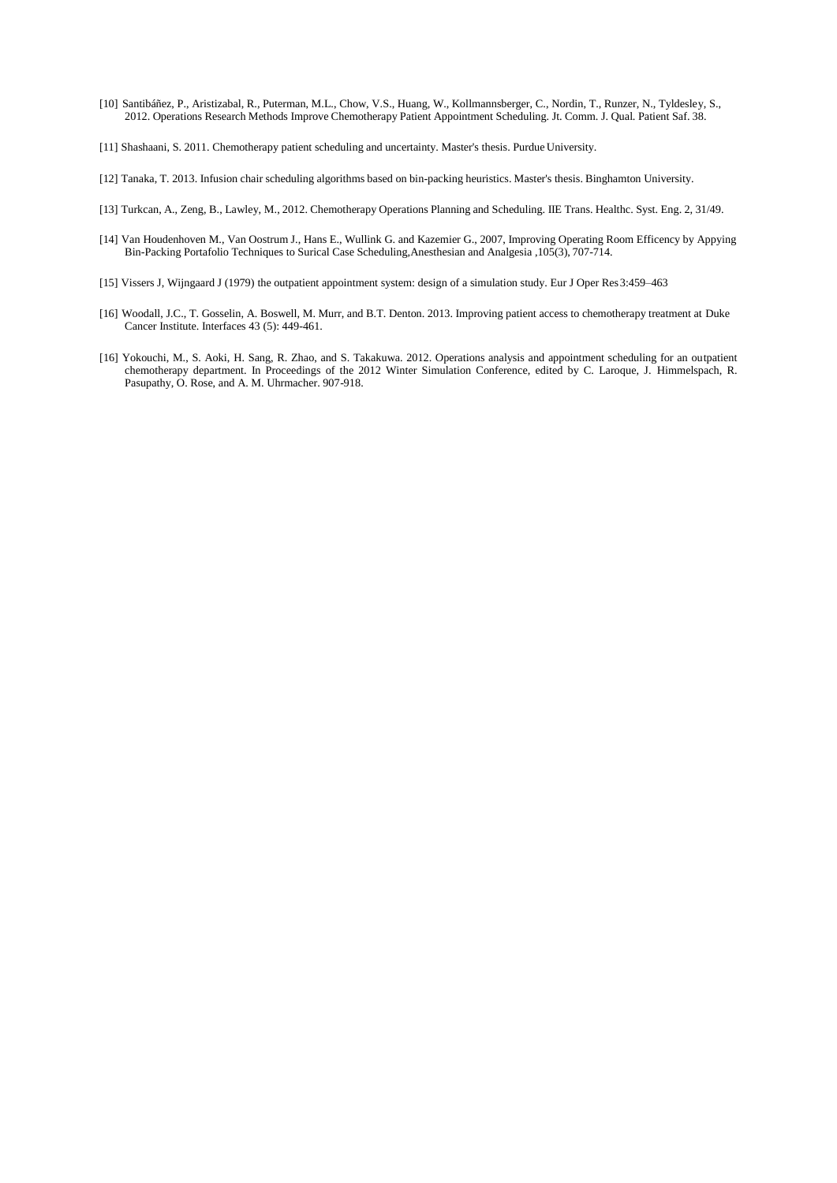[10] Santibáñez, P., Aristizabal, R., Puterman, M.L., Chow, V.S., Huang, W., Kollmannsberger, C., Nordin, T., Runzer, N., Tyldesley, S., 2012. Operations Research Methods Improve Chemotherapy Patient Appointment Scheduling. Jt. Comm. J. Qual. Patient Saf. 38.

[11] Shashaani, S. 2011. Chemotherapy patient scheduling and uncertainty. Master's thesis. Purdue University.

[12] Tanaka, T. 2013. Infusion chair scheduling algorithms based on bin-packing heuristics. Master's thesis. Binghamton University.

[13] Turkcan, A., Zeng, B., Lawley, M., 2012. Chemotherapy Operations Planning and Scheduling. IIE Trans. Healthc. Syst. Eng. 2, 31/49.

[14] Van Houdenhoven M., Van Oostrum J., Hans E., Wullink G. and Kazemier G., 2007, Improving Operating Room Efficency by Appying Bin-Packing Portafolio Techniques to Surical Case Scheduling,Anesthesian and Analgesia ,105(3), 707-714.

[15] Vissers J, Wijngaard J (1979) the outpatient appointment system: design of a simulation study. Eur J Oper Res 3:459–463

[16] Woodall, J.C., T. Gosselin, A. Boswell, M. Murr, and B.T. Denton. 2013. Improving patient access to chemotherapy treatment at Duke Cancer Institute. Interfaces 43 (5): 449-461.

[16] Yokouchi, M., S. Aoki, H. Sang, R. Zhao, and S. Takakuwa. 2012. Operations analysis and appointment scheduling for an outpatient chemotherapy department. In Proceedings of the 2012 Winter Simulation Conference, edited by C. Laroque, J. Himmelspach, R. Pasupathy, O. Rose, and A. M. Uhrmacher. 907-918.